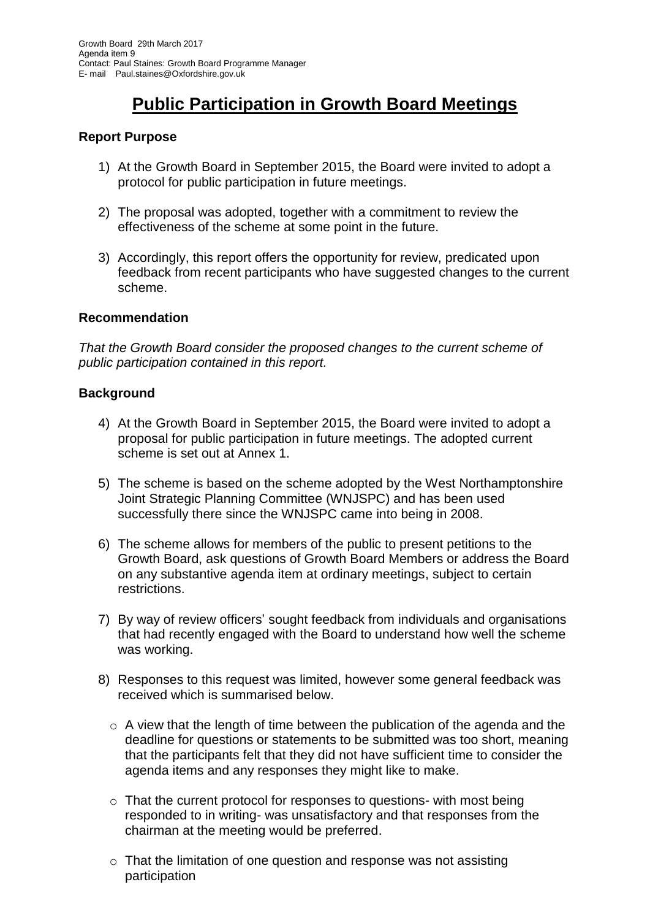Growth Board 29th March 2017
Agenda item 9
Contact: Paul Staines: Growth Board Programme Manager
E- mail Paul.staines@Oxfordshire.gov.uk

# Public Participation in Growth Board Meetings

### Report Purpose

1) At the Growth Board in September 2015, the Board were invited to adopt a protocol for public participation in future meetings.

2) The proposal was adopted, together with a commitment to review the effectiveness of the scheme at some point in the future.

3) Accordingly, this report offers the opportunity for review, predicated upon feedback from recent participants who have suggested changes to the current scheme.

### Recommendation

*That the Growth Board consider the proposed changes to the current scheme of public participation contained in this report.*

### Background

4) At the Growth Board in September 2015, the Board were invited to adopt a proposal for public participation in future meetings. The adopted current scheme is set out at Annex 1.

5) The scheme is based on the scheme adopted by the West Northamptonshire Joint Strategic Planning Committee (WNJSPC) and has been used successfully there since the WNJSPC came into being in 2008.

6) The scheme allows for members of the public to present petitions to the Growth Board, ask questions of Growth Board Members or address the Board on any substantive agenda item at ordinary meetings, subject to certain restrictions.

7) By way of review officers' sought feedback from individuals and organisations that had recently engaged with the Board to understand how well the scheme was working.

8) Responses to this request was limited, however some general feedback was received which is summarised below.

   - A view that the length of time between the publication of the agenda and the deadline for questions or statements to be submitted was too short, meaning that the participants felt that they did not have sufficient time to consider the agenda items and any responses they might like to make.

   - That the current protocol for responses to questions- with most being responded to in writing- was unsatisfactory and that responses from the chairman at the meeting would be preferred.

   - That the limitation of one question and response was not assisting participation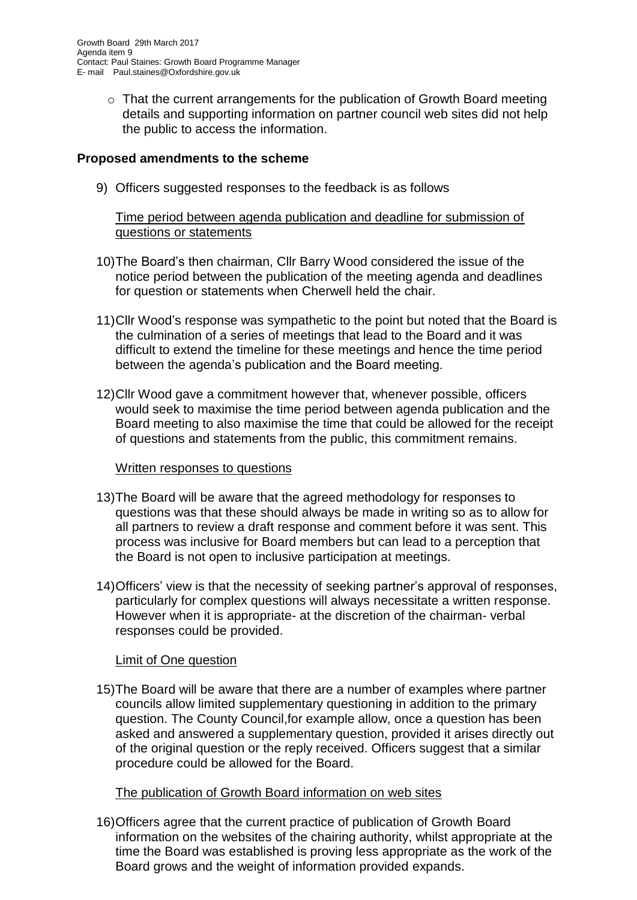- That the current arrangements for the publication of Growth Board meeting details and supporting information on partner council web sites did not help the public to access the information.

## Proposed amendments to the scheme

9) Officers suggested responses to the feedback is as follows

<u>Time period between agenda publication and deadline for submission of questions or statements</u>

10) The Board's then chairman, Cllr Barry Wood considered the issue of the notice period between the publication of the meeting agenda and deadlines for question or statements when Cherwell held the chair.

11) Cllr Wood's response was sympathetic to the point but noted that the Board is the culmination of a series of meetings that lead to the Board and it was difficult to extend the timeline for these meetings and hence the time period between the agenda's publication and the Board meeting.

12) Cllr Wood gave a commitment however that, whenever possible, officers would seek to maximise the time period between agenda publication and the Board meeting to also maximise the time that could be allowed for the receipt of questions and statements from the public, this commitment remains.

<u>Written responses to questions</u>

13) The Board will be aware that the agreed methodology for responses to questions was that these should always be made in writing so as to allow for all partners to review a draft response and comment before it was sent. This process was inclusive for Board members but can lead to a perception that the Board is not open to inclusive participation at meetings.

14) Officers' view is that the necessity of seeking partner's approval of responses, particularly for complex questions will always necessitate a written response. However when it is appropriate- at the discretion of the chairman- verbal responses could be provided.

<u>Limit of One question</u>

15) The Board will be aware that there are a number of examples where partner councils allow limited supplementary questioning in addition to the primary question. The County Council,for example allow, once a question has been asked and answered a supplementary question, provided it arises directly out of the original question or the reply received. Officers suggest that a similar procedure could be allowed for the Board.

<u>The publication of Growth Board information on web sites</u>

16) Officers agree that the current practice of publication of Growth Board information on the websites of the chairing authority, whilst appropriate at the time the Board was established is proving less appropriate as the work of the Board grows and the weight of information provided expands.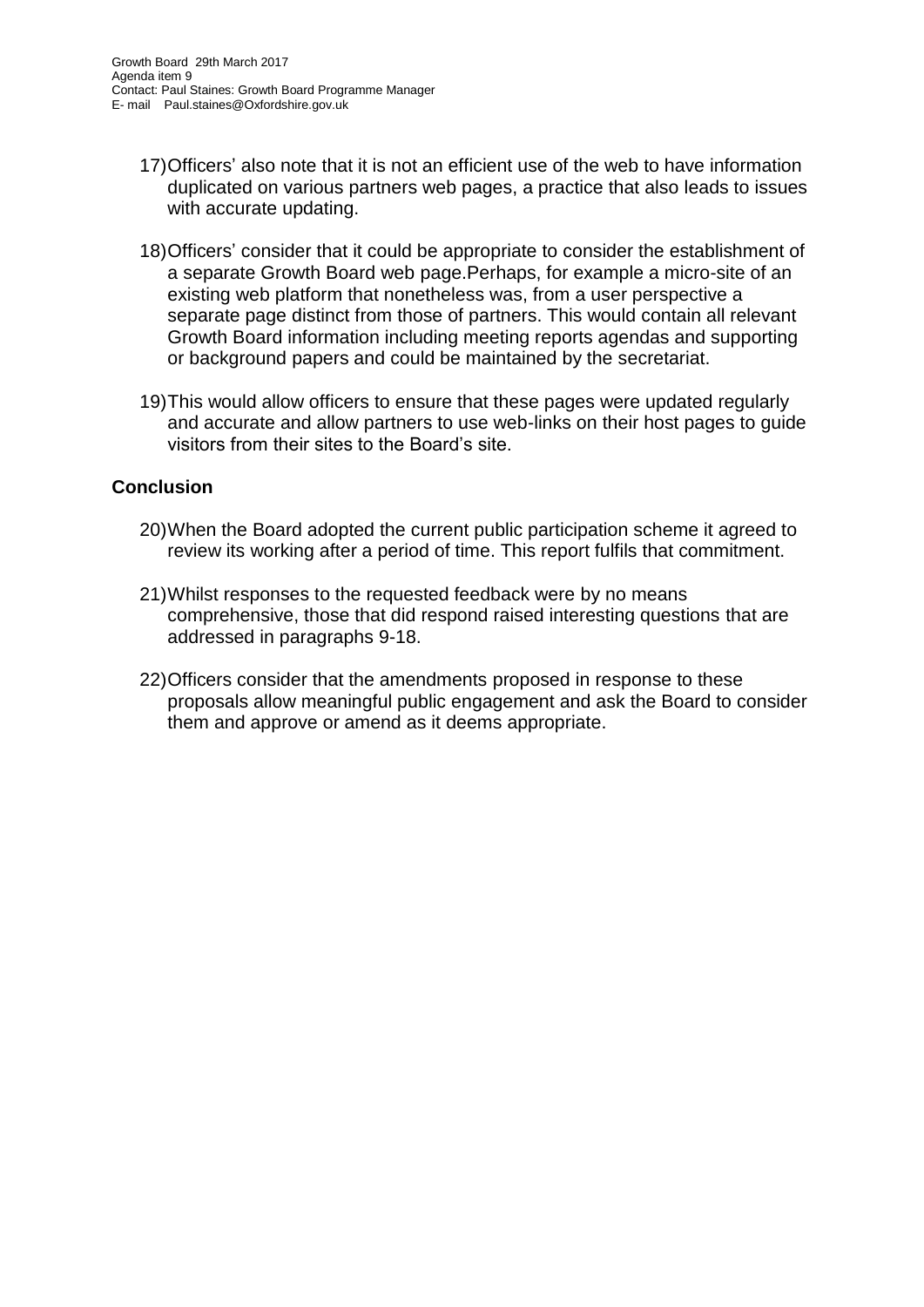17) Officers' also note that it is not an efficient use of the web to have information duplicated on various partners web pages, a practice that also leads to issues with accurate updating.

18) Officers' consider that it could be appropriate to consider the establishment of a separate Growth Board web page.Perhaps, for example a micro-site of an existing web platform that nonetheless was, from a user perspective a separate page distinct from those of partners. This would contain all relevant Growth Board information including meeting reports agendas and supporting or background papers and could be maintained by the secretariat.

19) This would allow officers to ensure that these pages were updated regularly and accurate and allow partners to use web-links on their host pages to guide visitors from their sites to the Board's site.

## Conclusion

20) When the Board adopted the current public participation scheme it agreed to review its working after a period of time. This report fulfils that commitment.

21) Whilst responses to the requested feedback were by no means comprehensive, those that did respond raised interesting questions that are addressed in paragraphs 9-18.

22) Officers consider that the amendments proposed in response to these proposals allow meaningful public engagement and ask the Board to consider them and approve or amend as it deems appropriate.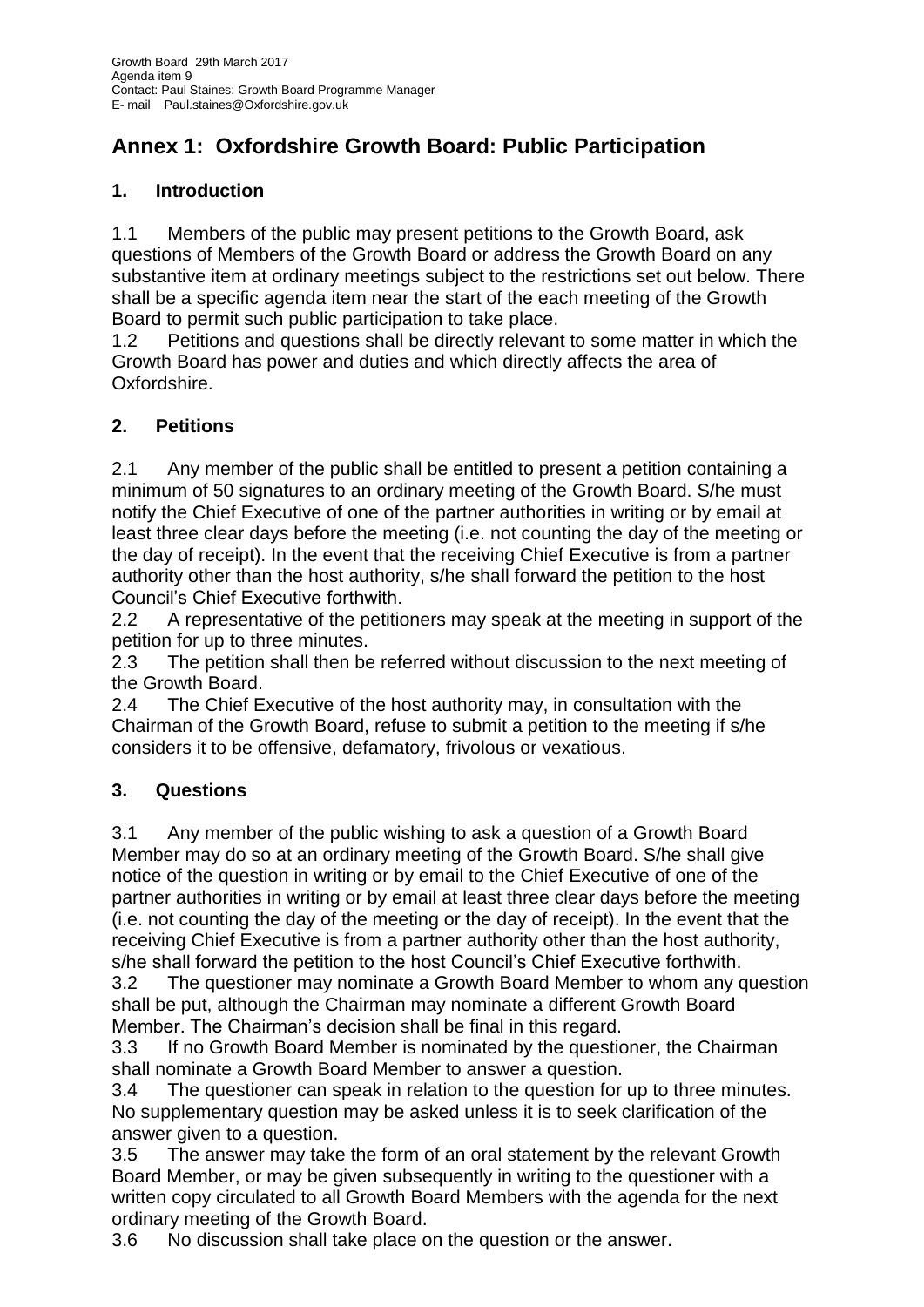Growth Board 29th March 2017
Agenda item 9
Contact: Paul Staines: Growth Board Programme Manager
E- mail Paul.staines@Oxfordshire.gov.uk

# Annex 1: Oxfordshire Growth Board: Public Participation

## 1. Introduction

1.1 Members of the public may present petitions to the Growth Board, ask questions of Members of the Growth Board or address the Growth Board on any substantive item at ordinary meetings subject to the restrictions set out below. There shall be a specific agenda item near the start of the each meeting of the Growth Board to permit such public participation to take place.

1.2 Petitions and questions shall be directly relevant to some matter in which the Growth Board has power and duties and which directly affects the area of Oxfordshire.

## 2. Petitions

2.1 Any member of the public shall be entitled to present a petition containing a minimum of 50 signatures to an ordinary meeting of the Growth Board. S/he must notify the Chief Executive of one of the partner authorities in writing or by email at least three clear days before the meeting (i.e. not counting the day of the meeting or the day of receipt). In the event that the receiving Chief Executive is from a partner authority other than the host authority, s/he shall forward the petition to the host Council's Chief Executive forthwith.

2.2 A representative of the petitioners may speak at the meeting in support of the petition for up to three minutes.

2.3 The petition shall then be referred without discussion to the next meeting of the Growth Board.

2.4 The Chief Executive of the host authority may, in consultation with the Chairman of the Growth Board, refuse to submit a petition to the meeting if s/he considers it to be offensive, defamatory, frivolous or vexatious.

## 3. Questions

3.1 Any member of the public wishing to ask a question of a Growth Board Member may do so at an ordinary meeting of the Growth Board. S/he shall give notice of the question in writing or by email to the Chief Executive of one of the partner authorities in writing or by email at least three clear days before the meeting (i.e. not counting the day of the meeting or the day of receipt). In the event that the receiving Chief Executive is from a partner authority other than the host authority, s/he shall forward the petition to the host Council's Chief Executive forthwith.

3.2 The questioner may nominate a Growth Board Member to whom any question shall be put, although the Chairman may nominate a different Growth Board Member. The Chairman's decision shall be final in this regard.

3.3 If no Growth Board Member is nominated by the questioner, the Chairman shall nominate a Growth Board Member to answer a question.

3.4 The questioner can speak in relation to the question for up to three minutes. No supplementary question may be asked unless it is to seek clarification of the answer given to a question.

3.5 The answer may take the form of an oral statement by the relevant Growth Board Member, or may be given subsequently in writing to the questioner with a written copy circulated to all Growth Board Members with the agenda for the next ordinary meeting of the Growth Board.

3.6 No discussion shall take place on the question or the answer.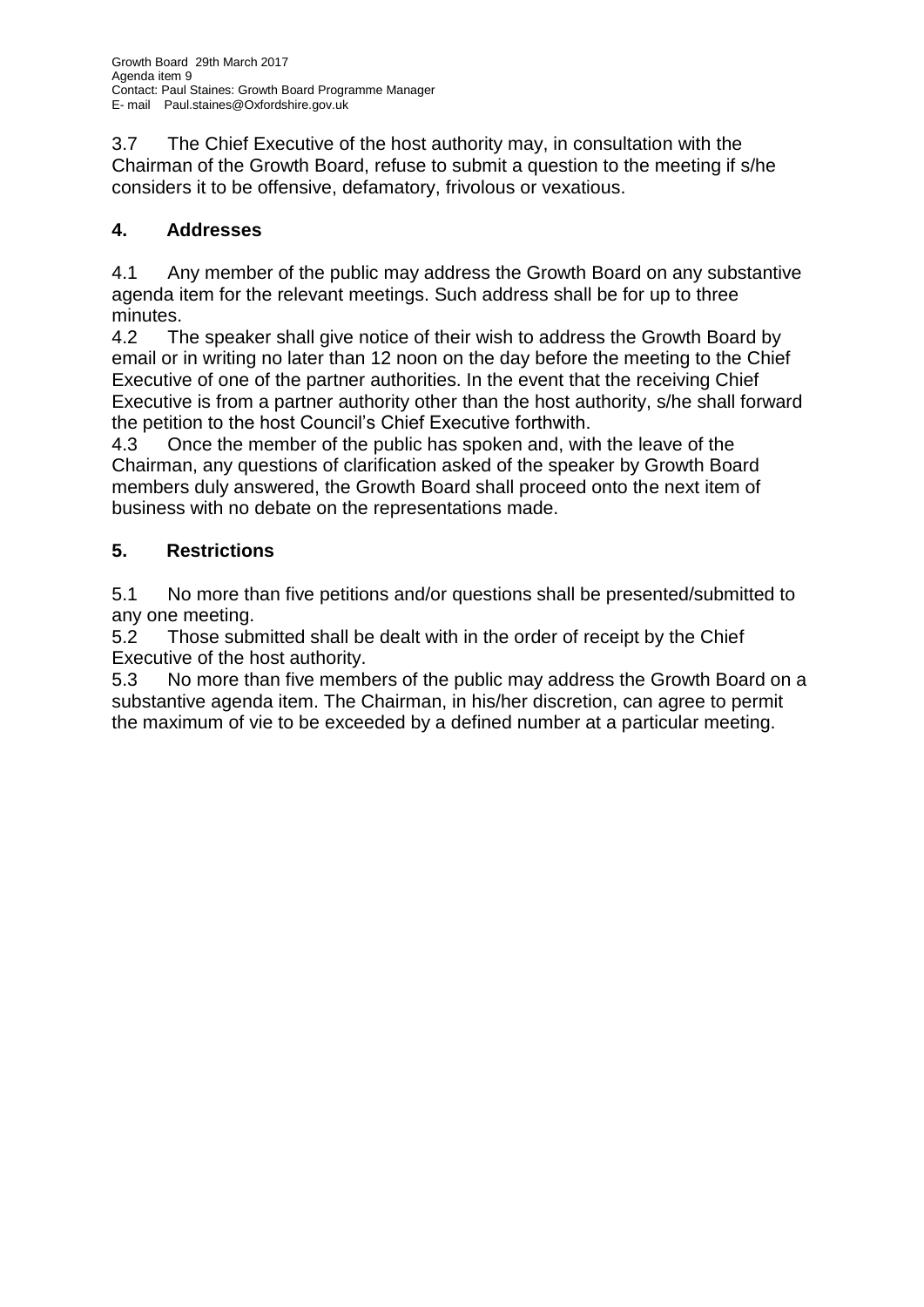3.7 The Chief Executive of the host authority may, in consultation with the Chairman of the Growth Board, refuse to submit a question to the meeting if s/he considers it to be offensive, defamatory, frivolous or vexatious.

## 4. Addresses

4.1 Any member of the public may address the Growth Board on any substantive agenda item for the relevant meetings. Such address shall be for up to three minutes.

4.2 The speaker shall give notice of their wish to address the Growth Board by email or in writing no later than 12 noon on the day before the meeting to the Chief Executive of one of the partner authorities. In the event that the receiving Chief Executive is from a partner authority other than the host authority, s/he shall forward the petition to the host Council's Chief Executive forthwith.

4.3 Once the member of the public has spoken and, with the leave of the Chairman, any questions of clarification asked of the speaker by Growth Board members duly answered, the Growth Board shall proceed onto the next item of business with no debate on the representations made.

## 5. Restrictions

5.1 No more than five petitions and/or questions shall be presented/submitted to any one meeting.

5.2 Those submitted shall be dealt with in the order of receipt by the Chief Executive of the host authority.

5.3 No more than five members of the public may address the Growth Board on a substantive agenda item. The Chairman, in his/her discretion, can agree to permit the maximum of vie to be exceeded by a defined number at a particular meeting.